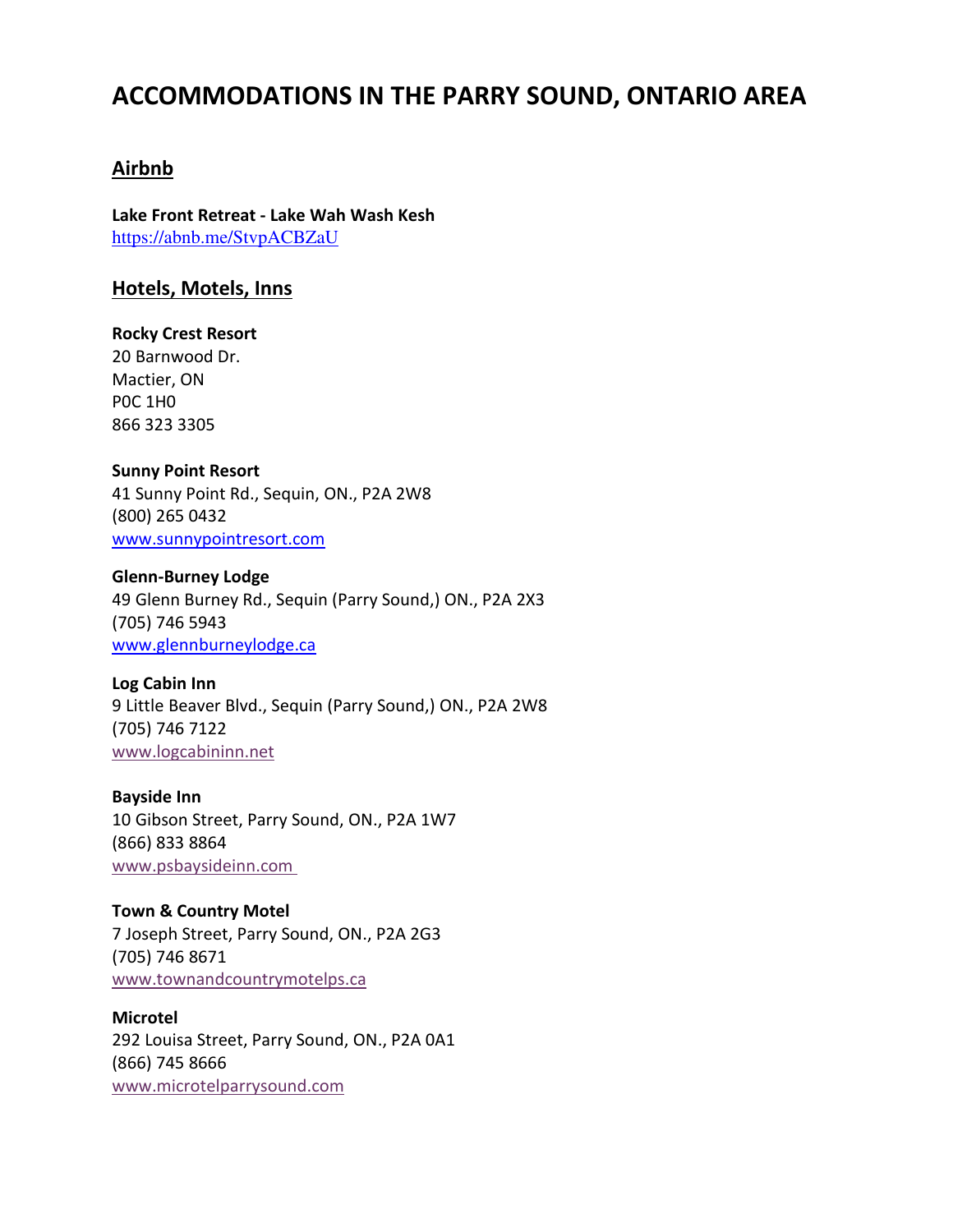# ACCOMMODATIONS IN THE PARRY SOUND, ONTARIO AREA

## Airbnb

**Lake Front Retreat - Lake Wah Wash Kesh**
https://abnb.me/StvpACBZaU

## Hotels, Motels, Inns

**Rocky Crest Resort**
20 Barnwood Dr.
Mactier, ON
P0C 1H0
866 323 3305

**Sunny Point Resort**
41 Sunny Point Rd., Sequin, ON., P2A 2W8
(800) 265 0432
www.sunnypointresort.com

**Glenn-Burney Lodge**
49 Glenn Burney Rd., Sequin (Parry Sound,) ON., P2A 2X3
(705) 746 5943
www.glennburneylodge.ca

**Log Cabin Inn**
9 Little Beaver Blvd., Sequin (Parry Sound,) ON., P2A 2W8
(705) 746 7122
www.logcabininn.net

**Bayside Inn**
10 Gibson Street, Parry Sound, ON., P2A 1W7
(866) 833 8864
www.psbaysideinn.com

**Town & Country Motel**
7 Joseph Street, Parry Sound, ON., P2A 2G3
(705) 746 8671
www.townandcountrymotelps.ca

**Microtel**
292 Louisa Street, Parry Sound, ON., P2A 0A1
(866) 745 8666
www.microtelparrysound.com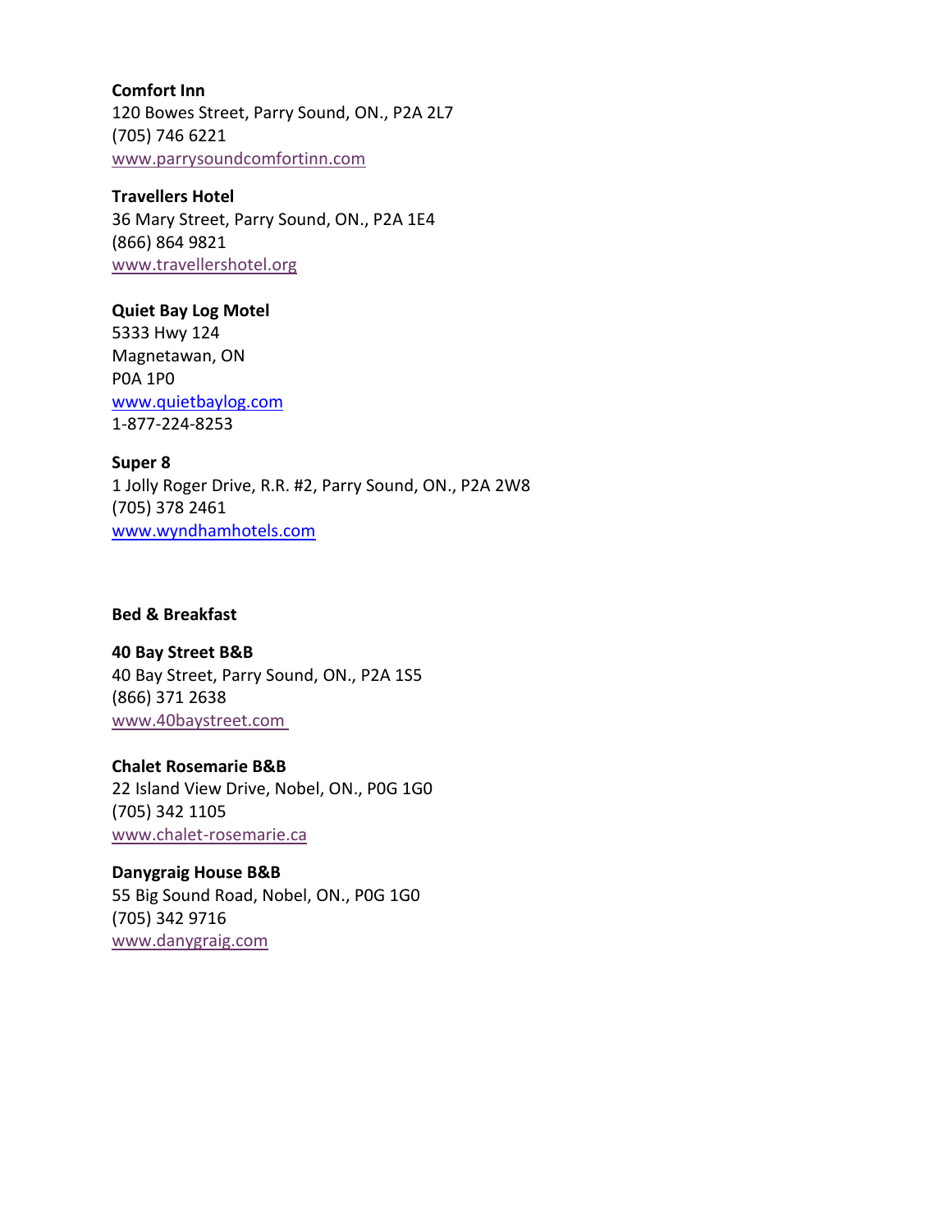**Comfort Inn**
120 Bowes Street, Parry Sound, ON., P2A 2L7
(705) 746 6221
www.parrysoundcomfortinn.com

**Travellers Hotel**
36 Mary Street, Parry Sound, ON., P2A 1E4
(866) 864 9821
www.travellershotel.org

**Quiet Bay Log Motel**
5333 Hwy 124
Magnetawan, ON
P0A 1P0
www.quietbaylog.com
1-877-224-8253

**Super 8**
1 Jolly Roger Drive, R.R. #2, Parry Sound, ON., P2A 2W8
(705) 378 2461
www.wyndhamhotels.com

**Bed & Breakfast**

**40 Bay Street B&B**
40 Bay Street, Parry Sound, ON., P2A 1S5
(866) 371 2638
www.40baystreet.com

**Chalet Rosemarie B&B**
22 Island View Drive, Nobel, ON., P0G 1G0
(705) 342 1105
www.chalet-rosemarie.ca

**Danygraig House B&B**
55 Big Sound Road, Nobel, ON., P0G 1G0
(705) 342 9716
www.danygraig.com